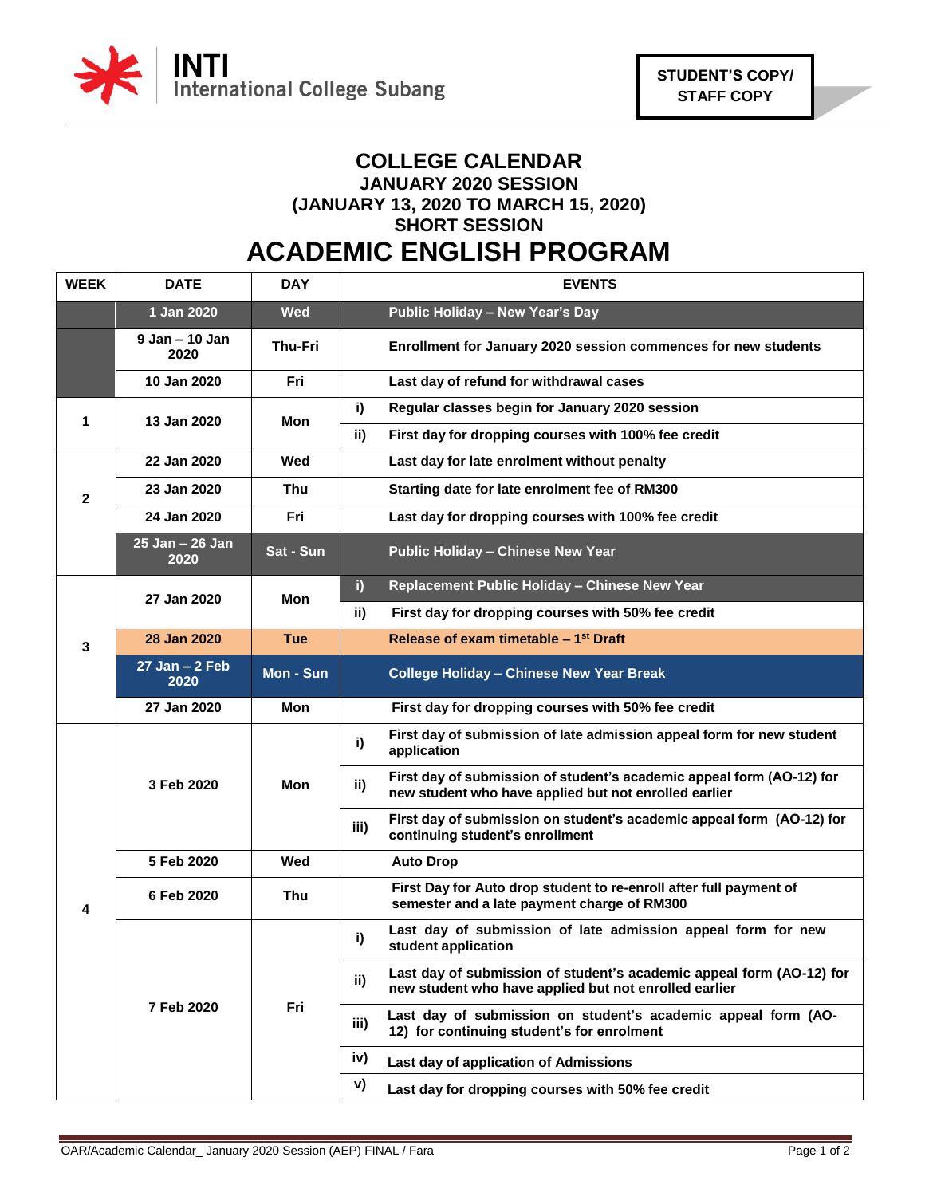INTI International College Subang

**STUDENT'S COPY/ STAFF COPY**

# COLLEGE CALENDAR
## JANUARY 2020 SESSION
## (JANUARY 13, 2020 TO MARCH 15, 2020)
## SHORT SESSION
# ACADEMIC ENGLISH PROGRAM

| WEEK | DATE | DAY | | EVENTS |
|---|---|---|---|---|
| | 1 Jan 2020 | Wed | | Public Holiday – New Year's Day |
| | 9 Jan – 10 Jan 2020 | Thu-Fri | | Enrollment for January 2020 session commences for new students |
| | 10 Jan 2020 | Fri | | Last day of refund for withdrawal cases |
| 1 | 13 Jan 2020 | Mon | i) | Regular classes begin for January 2020 session |
| | | | ii) | First day for dropping courses with 100% fee credit |
| 2 | 22 Jan 2020 | Wed | | Last day for late enrolment without penalty |
| | 23 Jan 2020 | Thu | | Starting date for late enrolment fee of RM300 |
| | 24 Jan 2020 | Fri | | Last day for dropping courses with 100% fee credit |
| | 25 Jan – 26 Jan 2020 | Sat - Sun | | Public Holiday – Chinese New Year |
| 3 | 27 Jan 2020 | Mon | i) | Replacement Public Holiday – Chinese New Year |
| | | | ii) | First day for dropping courses with 50% fee credit |
| | 28 Jan 2020 | Tue | | Release of exam timetable – 1st Draft |
| | 27 Jan – 2 Feb 2020 | Mon - Sun | | College Holiday – Chinese New Year Break |
| | 27 Jan 2020 | Mon | | First day for dropping courses with 50% fee credit |
| 4 | 3 Feb 2020 | Mon | i) | First day of submission of late admission appeal form for new student application |
| | | | ii) | First day of submission of student's academic appeal form (AO-12) for new student who have applied but not enrolled earlier |
| | | | iii) | First day of submission on student's academic appeal form (AO-12) for continuing student's enrollment |
| | 5 Feb 2020 | Wed | | Auto Drop |
| | 6 Feb 2020 | Thu | | First Day for Auto drop student to re-enroll after full payment of semester and a late payment charge of RM300 |
| | 7 Feb 2020 | Fri | i) | Last day of submission of late admission appeal form for new student application |
| | | | ii) | Last day of submission of student's academic appeal form (AO-12) for new student who have applied but not enrolled earlier |
| | | | iii) | Last day of submission on student's academic appeal form (AO-12) for continuing student's for enrolment |
| | | | iv) | Last day of application of Admissions |
| | | | v) | Last day for dropping courses with 50% fee credit |

OAR/Academic Calendar_ January 2020 Session (AEP) FINAL / Fara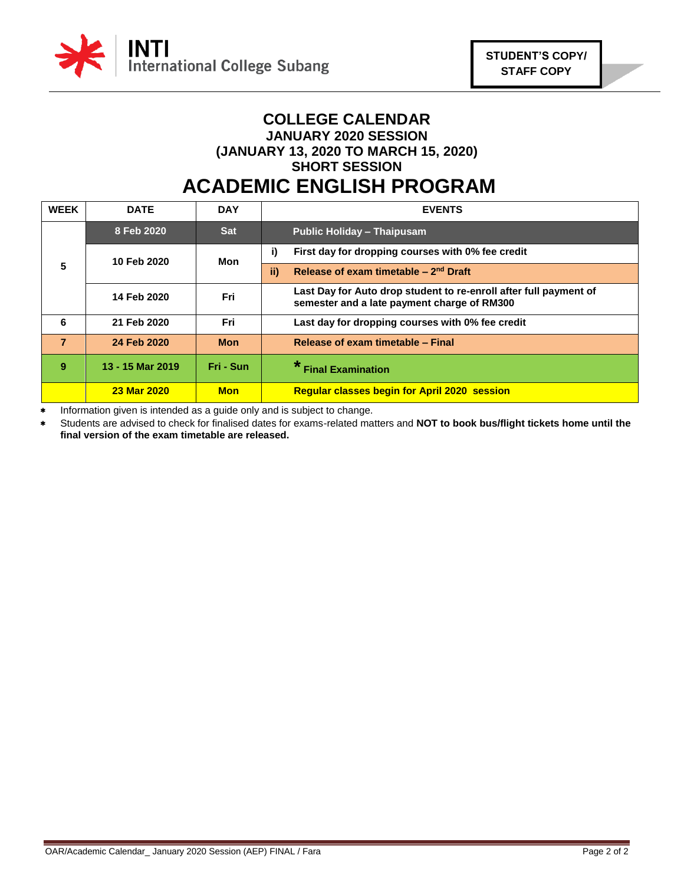INTI International College Subang

**STUDENT'S COPY/ STAFF COPY**

# COLLEGE CALENDAR

## JANUARY 2020 SESSION
## (JANUARY 13, 2020 TO MARCH 15, 2020)
## SHORT SESSION

# ACADEMIC ENGLISH PROGRAM

| WEEK | DATE | DAY | EVENTS |
|---|---|---|---|
| 5 | 8 Feb 2020 | Sat | Public Holiday – Thaipusam |
| | 10 Feb 2020 | Mon | i) First day for dropping courses with 0% fee credit |
| | | | ii) Release of exam timetable – 2nd Draft |
| | 14 Feb 2020 | Fri | Last Day for Auto drop student to re-enroll after full payment of semester and a late payment charge of RM300 |
| 6 | 21 Feb 2020 | Fri | Last day for dropping courses with 0% fee credit |
| 7 | 24 Feb 2020 | Mon | Release of exam timetable – Final |
| 9 | 13 - 15 Mar 2019 | Fri - Sun | * Final Examination |
| | 23 Mar 2020 | Mon | Regular classes begin for April 2020 session |

- Information given is intended as a guide only and is subject to change.
- Students are advised to check for finalised dates for exams-related matters and **NOT to book bus/flight tickets home until the final version of the exam timetable are released.**

OAR/Academic Calendar_ January 2020 Session (AEP) FINAL / Fara